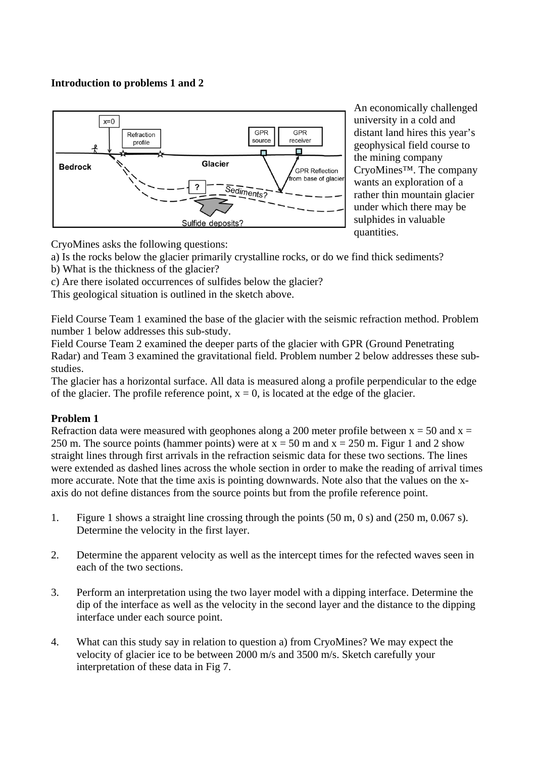**Introduction to problems 1 and 2**

An economically challenged university in a cold and distant land hires this year's geophysical field course to the mining company CryoMines™. The company wants an exploration of a rather thin mountain glacier under which there may be sulphides in valuable quantities.

CryoMines asks the following questions:
a) Is the rocks below the glacier primarily crystalline rocks, or do we find thick sediments?
b) What is the thickness of the glacier?
c) Are there isolated occurrences of sulfides below the glacier?
This geological situation is outlined in the sketch above.

Field Course Team 1 examined the base of the glacier with the seismic refraction method. Problem number 1 below addresses this sub-study.
Field Course Team 2 examined the deeper parts of the glacier with GPR (Ground Penetrating Radar) and Team 3 examined the gravitational field. Problem number 2 below addresses these sub-studies.
The glacier has a horizontal surface. All data is measured along a profile perpendicular to the edge of the glacier. The profile reference point, $x = 0$, is located at the edge of the glacier.

**Problem 1**
Refraction data were measured with geophones along a 200 meter profile between $x = 50$ and $x = 250$ m. The source points (hammer points) were at $x = 50$ m and $x = 250$ m. Figur 1 and 2 show straight lines through first arrivals in the refraction seismic data for these two sections. The lines were extended as dashed lines across the whole section in order to make the reading of arrival times more accurate. Note that the time axis is pointing downwards. Note also that the values on the x-axis do not define distances from the source points but from the profile reference point.

1. Figure 1 shows a straight line crossing through the points (50 m, 0 s) and (250 m, 0.067 s). Determine the velocity in the first layer.

2. Determine the apparent velocity as well as the intercept times for the refected waves seen in each of the two sections.

3. Perform an interpretation using the two layer model with a dipping interface. Determine the dip of the interface as well as the velocity in the second layer and the distance to the dipping interface under each source point.

4. What can this study say in relation to question a) from CryoMines? We may expect the velocity of glacier ice to be between 2000 m/s and 3500 m/s. Sketch carefully your interpretation of these data in Fig 7.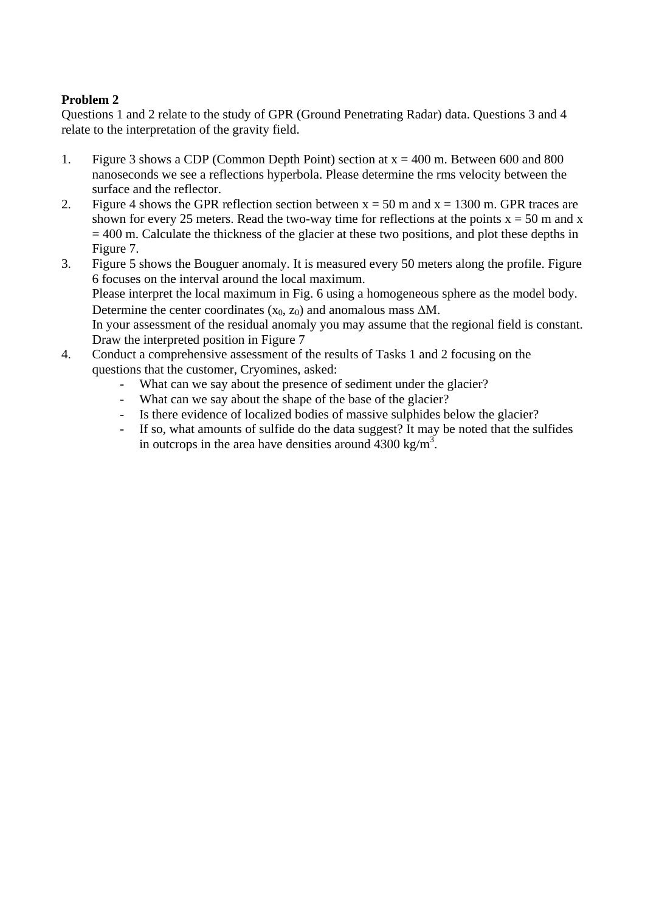**Problem 2**

Questions 1 and 2 relate to the study of GPR (Ground Penetrating Radar) data. Questions 3 and 4 relate to the interpretation of the gravity field.

1. Figure 3 shows a CDP (Common Depth Point) section at x = 400 m. Between 600 and 800 nanoseconds we see a reflections hyperbola. Please determine the rms velocity between the surface and the reflector.
2. Figure 4 shows the GPR reflection section between x = 50 m and x = 1300 m. GPR traces are shown for every 25 meters. Read the two-way time for reflections at the points x = 50 m and x = 400 m. Calculate the thickness of the glacier at these two positions, and plot these depths in Figure 7.
3. Figure 5 shows the Bouguer anomaly. It is measured every 50 meters along the profile. Figure 6 focuses on the interval around the local maximum.
   Please interpret the local maximum in Fig. 6 using a homogeneous sphere as the model body. Determine the center coordinates ($x_0$, $z_0$) and anomalous mass $\Delta M$.
   In your assessment of the residual anomaly you may assume that the regional field is constant. Draw the interpreted position in Figure 7
4. Conduct a comprehensive assessment of the results of Tasks 1 and 2 focusing on the questions that the customer, Cryomines, asked:
   - What can we say about the presence of sediment under the glacier?
   - What can we say about the shape of the base of the glacier?
   - Is there evidence of localized bodies of massive sulphides below the glacier?
   - If so, what amounts of sulfide do the data suggest? It may be noted that the sulfides in outcrops in the area have densities around 4300 $kg/m^3$.